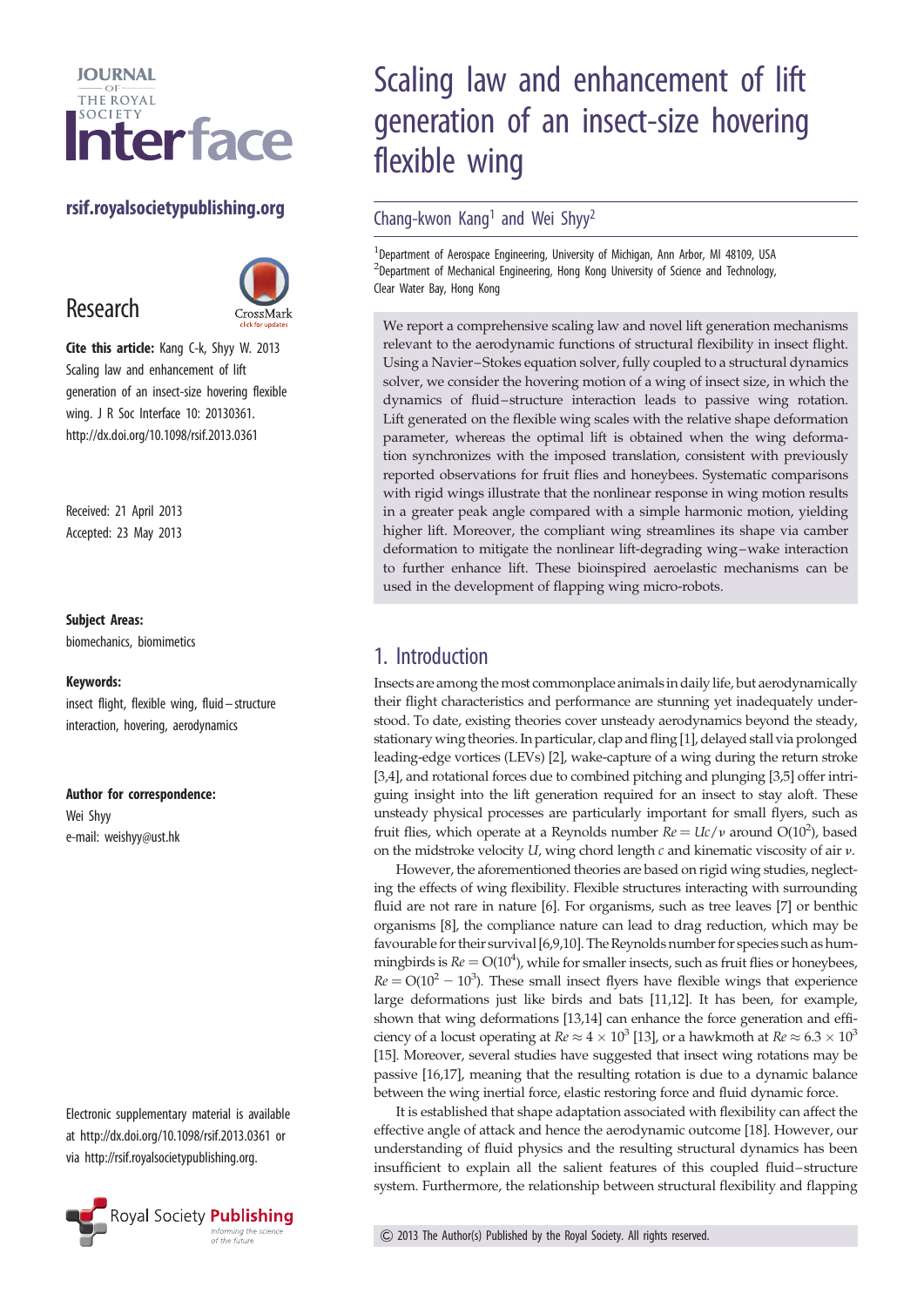# Scaling law and enhancement of lift generation of an insect-size hovering flexible wing

Chang-kwon Kang[1] and Wei Shyy[2]

[1]Department of Aerospace Engineering, University of Michigan, Ann Arbor, MI 48109, USA
[2]Department of Mechanical Engineering, Hong Kong University of Science and Technology, Clear Water Bay, Hong Kong

**Research**

**Cite this article:** Kang C-k, Shyy W. 2013 Scaling law and enhancement of lift generation of an insect-size hovering flexible wing. J R Soc Interface 10: 20130361. http://dx.doi.org/10.1098/rsif.2013.0361

Received: 21 April 2013
Accepted: 23 May 2013

**Subject Areas:**
biomechanics, biomimetics

**Keywords:**
insect flight, flexible wing, fluid–structure interaction, hovering, aerodynamics

**Author for correspondence:**
Wei Shyy
e-mail: weishyy@ust.hk

Electronic supplementary material is available at http://dx.doi.org/10.1098/rsif.2013.0361 or via http://rsif.royalsocietypublishing.org.

We report a comprehensive scaling law and novel lift generation mechanisms relevant to the aerodynamic functions of structural flexibility in insect flight. Using a Navier–Stokes equation solver, fully coupled to a structural dynamics solver, we consider the hovering motion of a wing of insect size, in which the dynamics of fluid–structure interaction leads to passive wing rotation. Lift generated on the flexible wing scales with the relative shape deformation parameter, whereas the optimal lift is obtained when the wing deformation synchronizes with the imposed translation, consistent with previously reported observations for fruit flies and honeybees. Systematic comparisons with rigid wings illustrate that the nonlinear response in wing motion results in a greater peak angle compared with a simple harmonic motion, yielding higher lift. Moreover, the compliant wing streamlines its shape via camber deformation to mitigate the nonlinear lift-degrading wing–wake interaction to further enhance lift. These bioinspired aeroelastic mechanisms can be used in the development of flapping wing micro-robots.

## 1. Introduction

Insects are among the most commonplace animals in daily life, but aerodynamically their flight characteristics and performance are stunning yet inadequately understood. To date, existing theories cover unsteady aerodynamics beyond the steady, stationary wing theories. In particular, clap and fling [1], delayed stall via prolonged leading-edge vortices (LEVs) [2], wake-capture of a wing during the return stroke [3,4], and rotational forces due to combined pitching and plunging [3,5] offer intriguing insight into the lift generation required for an insect to stay aloft. These unsteady physical processes are particularly important for small flyers, such as fruit flies, which operate at a Reynolds number $Re = Uc/\nu$ around $O(10^2)$, based on the midstroke velocity $U$, wing chord length $c$ and kinematic viscosity of air $\nu$.

However, the aforementioned theories are based on rigid wing studies, neglecting the effects of wing flexibility. Flexible structures interacting with surrounding fluid are not rare in nature [6]. For organisms, such as tree leaves [7] or benthic organisms [8], the compliance nature can lead to drag reduction, which may be favourable for their survival [6,9,10]. The Reynolds number for species such as hummingbirds is $Re = O(10^4)$, while for smaller insects, such as fruit flies or honeybees, $Re = O(10^2 - 10^3)$. These small insect flyers have flexible wings that experience large deformations just like birds and bats [11,12]. It has been, for example, shown that wing deformations [13,14] can enhance the force generation and efficiency of a locust operating at $Re \approx 4 \times 10^3$ [13], or a hawkmoth at $Re \approx 6.3 \times 10^3$ [15]. Moreover, several studies have suggested that insect wing rotations may be passive [16,17], meaning that the resulting rotation is due to a dynamic balance between the wing inertial force, elastic restoring force and fluid dynamic force.

It is established that shape adaptation associated with flexibility can affect the effective angle of attack and hence the aerodynamic outcome [18]. However, our understanding of fluid physics and the resulting structural dynamics has been insufficient to explain all the salient features of this coupled fluid–structure system. Furthermore, the relationship between structural flexibility and flapping

© 2013 The Author(s) Published by the Royal Society. All rights reserved.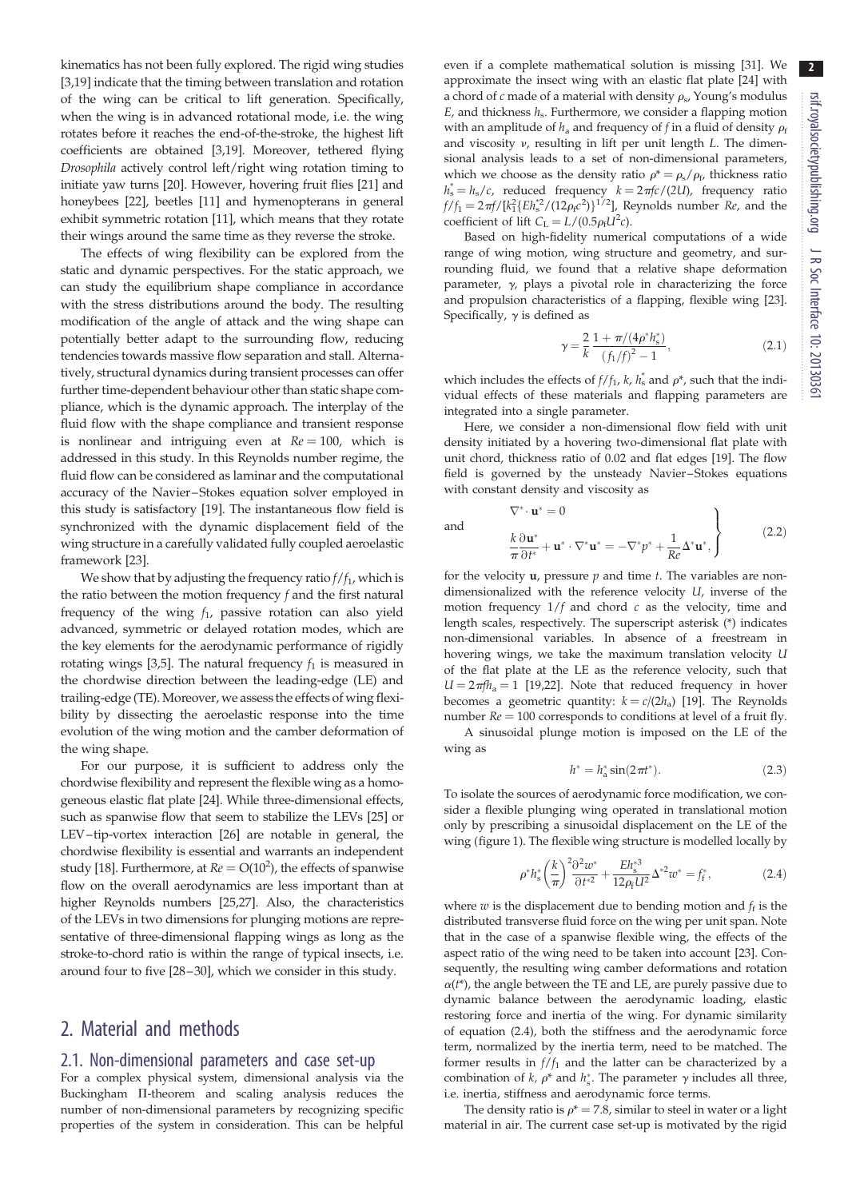kinematics has not been fully explored. The rigid wing studies [3,19] indicate that the timing between translation and rotation of the wing can be critical to lift generation. Specifically, when the wing is in advanced rotational mode, i.e. the wing rotates before it reaches the end-of-the-stroke, the highest lift coefficients are obtained [3,19]. Moreover, tethered flying *Drosophila* actively control left/right wing rotation timing to initiate yaw turns [20]. However, hovering fruit flies [21] and honeybees [22], beetles [11] and hymenopterans in general exhibit symmetric rotation [11], which means that they rotate their wings around the same time as they reverse the stroke.

The effects of wing flexibility can be explored from the static and dynamic perspectives. For the static approach, we can study the equilibrium shape compliance in accordance with the stress distributions around the body. The resulting modification of the angle of attack and the wing shape can potentially better adapt to the surrounding flow, reducing tendencies towards massive flow separation and stall. Alternatively, structural dynamics during transient processes can offer further time-dependent behaviour other than static shape compliance, which is the dynamic approach. The interplay of the fluid flow with the shape compliance and transient response is nonlinear and intriguing even at $Re = 100$, which is addressed in this study. In this Reynolds number regime, the fluid flow can be considered as laminar and the computational accuracy of the Navier–Stokes equation solver employed in this study is satisfactory [19]. The instantaneous flow field is synchronized with the dynamic displacement field of the wing structure in a carefully validated fully coupled aeroelastic framework [23].

We show that by adjusting the frequency ratio $f/f_1$, which is the ratio between the motion frequency $f$ and the first natural frequency of the wing $f_1$, passive rotation can also yield advanced, symmetric or delayed rotation modes, which are the key elements for the aerodynamic performance of rigidly rotating wings [3,5]. The natural frequency $f_1$ is measured in the chordwise direction between the leading-edge (LE) and trailing-edge (TE). Moreover, we assess the effects of wing flexibility by dissecting the aeroelastic response into the time evolution of the wing motion and the camber deformation of the wing shape.

For our purpose, it is sufficient to address only the chordwise flexibility and represent the flexible wing as a homogeneous elastic flat plate [24]. While three-dimensional effects, such as spanwise flow that seem to stabilize the LEVs [25] or LEV–tip-vortex interaction [26] are notable in general, the chordwise flexibility is essential and warrants an independent study [18]. Furthermore, at $Re = O(10^2)$, the effects of spanwise flow on the overall aerodynamics are less important than at higher Reynolds numbers [25,27]. Also, the characteristics of the LEVs in two dimensions for plunging motions are representative of three-dimensional flapping wings as long as the stroke-to-chord ratio is within the range of typical insects, i.e. around four to five [28–30], which we consider in this study.

## 2. Material and methods

### 2.1. Non-dimensional parameters and case set-up

For a complex physical system, dimensional analysis via the Buckingham Π-theorem and scaling analysis reduces the number of non-dimensional parameters by recognizing specific properties of the system in consideration. This can be helpful even if a complete mathematical solution is missing [31]. We approximate the insect wing with an elastic flat plate [24] with a chord of $c$ made of a material with density $\rho_s$, Young's modulus $E$, and thickness $h_s$. Furthermore, we consider a flapping motion with an amplitude of $h_a$ and frequency of $f$ in a fluid of density $\rho_f$ and viscosity $\nu$, resulting in lift per unit length $L$. The dimensional analysis leads to a set of non-dimensional parameters, which we choose as the density ratio $\rho^* = \rho_s/\rho_f$, thickness ratio $h_s^* = h_s/c$, reduced frequency $k = 2\pi fc/(2U)$, frequency ratio $f/f_1 = 2\pi f/[k_1^2\{Eh_s^{*2}/(12\rho_s c^2)\}^{1/2}]$, Reynolds number $Re$, and the coefficient of lift $C_L = L/(0.5\rho_f U^2 c)$.

Based on high-fidelity numerical computations of a wide range of wing motion, wing structure and geometry, and surrounding fluid, we found that a relative shape deformation parameter, $\gamma$, plays a pivotal role in characterizing the force and propulsion characteristics of a flapping, flexible wing [23]. Specifically, $\gamma$ is defined as

$$\gamma = \frac{2}{k}\frac{1 + \pi/(4\rho^* h_s^*)}{(f_1/f)^2 - 1}, \tag{2.1}$$

which includes the effects of $f/f_1$, $k$, $h_s^*$ and $\rho^*$, such that the individual effects of these materials and flapping parameters are integrated into a single parameter.

Here, we consider a non-dimensional flow field with unit density initiated by a hovering two-dimensional flat plate with unit chord, thickness ratio of 0.02 and flat edges [19]. The flow field is governed by the unsteady Navier–Stokes equations with constant density and viscosity as

$$\left.\begin{aligned} &\nabla^* \cdot \mathbf{u}^* = 0 \\ \text{and}\quad &\frac{k}{\pi}\frac{\partial \mathbf{u}^*}{\partial t^*} + \mathbf{u}^* \cdot \nabla^* \mathbf{u}^* = -\nabla^* p^* + \frac{1}{Re}\Delta^* \mathbf{u}^*, \end{aligned}\right\} \tag{2.2}$$

for the velocity $\mathbf{u}$, pressure $p$ and time $t$. The variables are non-dimensionalized with the reference velocity $U$, inverse of the motion frequency $1/f$ and chord $c$ as the velocity, time and length scales, respectively. The superscript asterisk (*) indicates non-dimensional variables. In absence of a freestream in hovering wings, we take the maximum translation velocity $U$ of the flat plate at the LE as the reference velocity, such that $U = 2\pi f h_a = 1$ [19,22]. Note that reduced frequency in hover becomes a geometric quantity: $k = c/(2h_a)$ [19]. The Reynolds number $Re = 100$ corresponds to conditions at level of a fruit fly.

A sinusoidal plunge motion is imposed on the LE of the wing as

$$h^* = h_a^* \sin(2\pi t^*). \tag{2.3}$$

To isolate the sources of aerodynamic force modification, we consider a flexible plunging wing operated in translational motion only by prescribing a sinusoidal displacement on the LE of the wing (figure 1). The flexible wing structure is modelled locally by

$$\rho^* h_s^* \left(\frac{k}{\pi}\right)^2 \frac{\partial^2 w^*}{\partial t^{*2}} + \frac{E h_s^{*3}}{12\rho_f U^2}\Delta^{*2} w^* = f_f^*, \tag{2.4}$$

where $w$ is the displacement due to bending motion and $f_f$ is the distributed transverse fluid force on the wing per unit span. Note that in the case of a spanwise flexible wing, the effects of the aspect ratio of the wing need to be taken into account [23]. Consequently, the resulting wing camber deformations and rotation $\alpha(t^*)$, the angle between the TE and LE, are purely passive due to dynamic balance between the aerodynamic loading, elastic restoring force and inertia of the wing. For dynamic similarity of equation (2.4), both the stiffness and the aerodynamic force term, normalized by the inertia term, need to be matched. The former results in $f/f_1$ and the latter can be characterized by a combination of $k$, $\rho^*$ and $h_s^*$. The parameter $\gamma$ includes all three, i.e. inertia, stiffness and aerodynamic force terms.

The density ratio is $\rho^* = 7.8$, similar to steel in water or a light material in air. The current case set-up is motivated by the rigid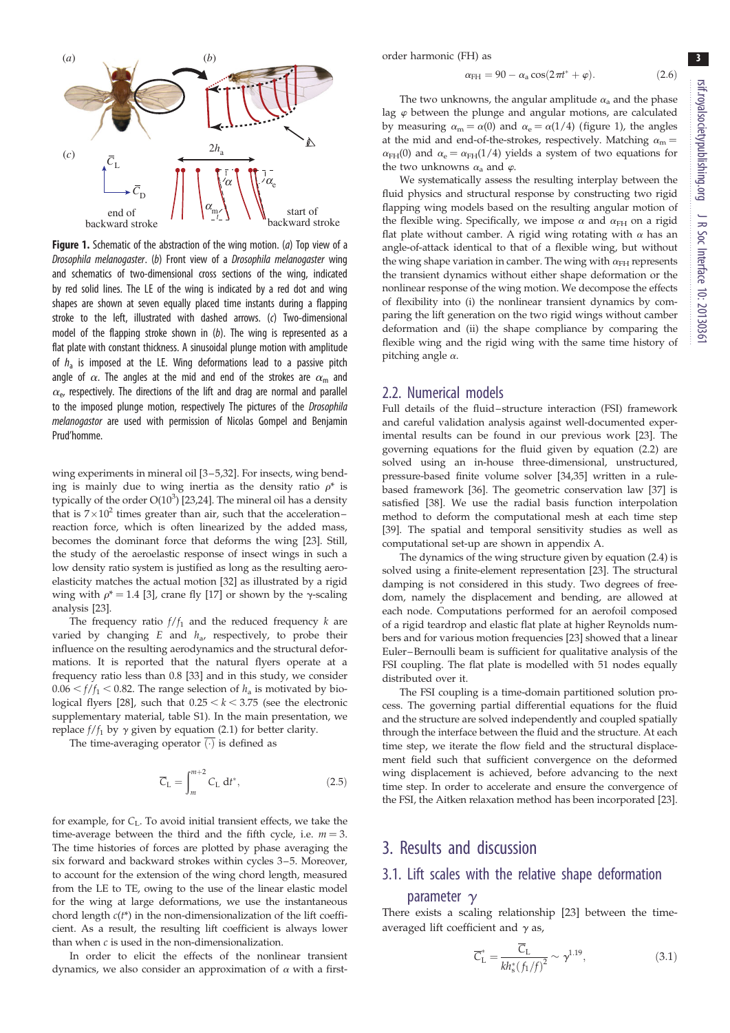**Figure 1.** Schematic of the abstraction of the wing motion. (*a*) Top view of a *Drosophila melanogaster*. (*b*) Front view of a *Drosophila melanogaster* wing and schematics of two-dimensional cross sections of the wing, indicated by red solid lines. The LE of the wing is indicated by a red dot and wing shapes are shown at seven equally placed time instants during a flapping stroke to the left, illustrated with dashed arrows. (*c*) Two-dimensional model of the flapping stroke shown in (*b*). The wing is represented as a flat plate with constant thickness. A sinusoidal plunge motion with amplitude of $h_a$ is imposed at the LE. Wing deformations lead to a passive pitch angle of $\alpha$. The angles at the mid and end of the strokes are $\alpha_m$ and $\alpha_e$, respectively. The directions of the lift and drag are normal and parallel to the imposed plunge motion, respectively. The pictures of the *Drosophila melanogastor* are used with permission of Nicolas Gompel and Benjamin Prud'homme.

wing experiments in mineral oil [3–5,32]. For insects, wing bending is mainly due to wing inertia as the density ratio $\rho^*$ is typically of the order $O(10^3)$ [23,24]. The mineral oil has a density that is $7\times10^2$ times greater than air, such that the acceleration–reaction force, which is often linearized by the added mass, becomes the dominant force that deforms the wing [23]. Still, the study of the aeroelastic response of insect wings in such a low density ratio system is justified as long as the resulting aeroelasticity matches the actual motion [32] as illustrated by a rigid wing with $\rho^* = 1.4$ [3], crane fly [17] or shown by the $\gamma$-scaling analysis [23].

The frequency ratio $f/f_1$ and the reduced frequency $k$ are varied by changing $E$ and $h_a$, respectively, to probe their influence on the resulting aerodynamics and the structural deformations. It is reported that natural flyers operate at a frequency ratio less than 0.8 [33] and in this study, we consider $0.06 < f/f_1 < 0.82$. The range selection of $h_a$ is motivated by biological flyers [28], such that $0.25 < k < 3.75$ (see the electronic supplementary material, table S1). In the main presentation, we replace $f/f_1$ by $\gamma$ given by equation (2.1) for better clarity.

The time-averaging operator $\overline{(\cdot)}$ is defined as

$$\overline{C}_L = \int_m^{m+2} C_L \, dt^*, \tag{2.5}$$

for example, for $C_L$. To avoid initial transient effects, we take the time-average between the third and the fifth cycle, i.e. $m = 3$. The time histories of forces are plotted by phase averaging the six forward and backward strokes within cycles 3–5. Moreover, to account for the extension of the wing chord length, measured from the LE to TE, owing to the use of the linear elastic model for the wing at large deformations, we use the instantaneous chord length $c(t^*)$ in the non-dimensionalization of the lift coefficient. As a result, the resulting lift coefficient is always lower than when $c$ is used in the non-dimensionalization.

In order to elicit the effects of the nonlinear transient dynamics, we also consider an approximation of $\alpha$ with a first-order harmonic (FH) as

$$\alpha_{FH} = 90 - \alpha_a \cos(2\pi t^* + \varphi). \tag{2.6}$$

The two unknowns, the angular amplitude $\alpha_a$ and the phase lag $\varphi$ between the plunge and angular motions, are calculated by measuring $\alpha_m = \alpha(0)$ and $\alpha_e = \alpha(1/4)$ (figure 1), the angles at the mid and end-of-the-strokes, respectively. Matching $\alpha_m = \alpha_{FH}(0)$ and $\alpha_e = \alpha_{FH}(1/4)$ yields a system of two equations for the two unknowns $\alpha_a$ and $\varphi$.

We systematically assess the resulting interplay between the fluid physics and structural response by constructing two rigid flapping wing models based on the resulting angular motion of the flexible wing. Specifically, we impose $\alpha$ and $\alpha_{FH}$ on a rigid flat plate without camber. A rigid wing rotating with $\alpha$ has an angle-of-attack identical to that of a flexible wing, but without the wing shape variation in camber. The wing with $\alpha_{FH}$ represents the transient dynamics without either shape deformation or the nonlinear response of the wing motion. We decompose the effects of flexibility into (i) the nonlinear transient dynamics by comparing the lift generation on the two rigid wings without camber deformation and (ii) the shape compliance by comparing the flexible wing and the rigid wing with the same time history of pitching angle $\alpha$.

## 2.2. Numerical models

Full details of the fluid–structure interaction (FSI) framework and careful validation analysis against well-documented experimental results can be found in our previous work [23]. The governing equations for the fluid given by equation (2.2) are solved using an in-house three-dimensional, unstructured, pressure-based finite volume solver [34,35] written in a rule-based framework [36]. The geometric conservation law [37] is satisfied [38]. We use the radial basis function interpolation method to deform the computational mesh at each time step [39]. The spatial and temporal sensitivity studies as well as computational set-up are shown in appendix A.

The dynamics of the wing structure given by equation (2.4) is solved using a finite-element representation [23]. The structural damping is not considered in this study. Two degrees of freedom, namely the displacement and bending, are allowed at each node. Computations performed for an aerofoil composed of a rigid teardrop and elastic flat plate at higher Reynolds numbers and for various motion frequencies [23] showed that a linear Euler–Bernoulli beam is sufficient for qualitative analysis of the FSI coupling. The flat plate is modelled with 51 nodes equally distributed over it.

The FSI coupling is a time-domain partitioned solution process. The governing partial differential equations for the fluid and the structure are solved independently and coupled spatially through the interface between the fluid and the structure. At each time step, we iterate the flow field and the structural displacement field such that sufficient convergence on the deformed wing displacement is achieved, before advancing to the next time step. In order to accelerate and ensure the convergence of the FSI, the Aitken relaxation method has been incorporated [23].

# 3. Results and discussion

## 3.1. Lift scales with the relative shape deformation parameter $\gamma$

There exists a scaling relationship [23] between the time-averaged lift coefficient and $\gamma$ as,

$$\overline{C}_L^* = \frac{\overline{C}_L}{kh_s^*(f_1/f)^2} \sim \gamma^{1.19}, \tag{3.1}$$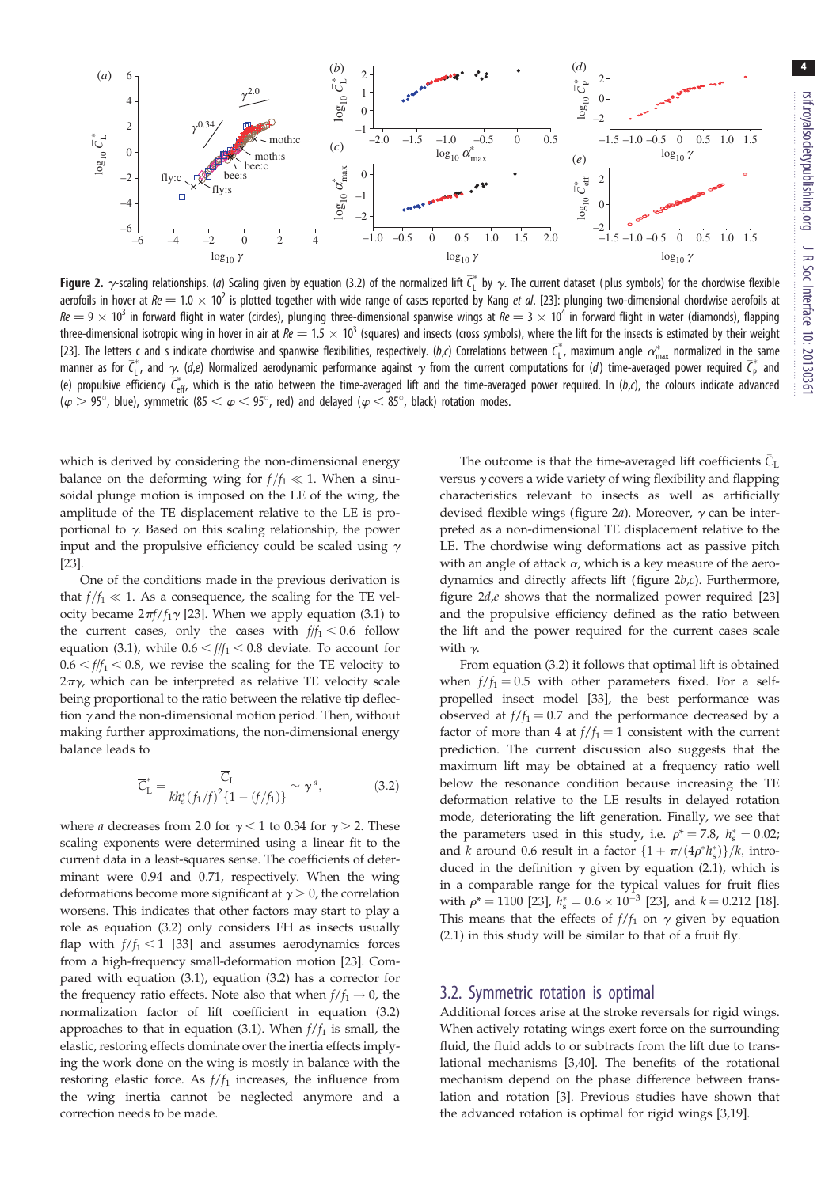**Figure 2.** $\gamma$-scaling relationships. (*a*) Scaling given by equation (3.2) of the normalized lift $\bar{C}_L^*$ by $\gamma$. The current dataset (plus symbols) for the chordwise flexible aerofoils in hover at $Re = 1.0 \times 10^2$ is plotted together with wide range of cases reported by Kang *et al.* [23]: plunging two-dimensional chordwise aerofoils at $Re = 9 \times 10^3$ in forward flight in water (circles), plunging three-dimensional spanwise wings at $Re = 3 \times 10^4$ in forward flight in water (diamonds), flapping three-dimensional isotropic wing in hover in air at $Re = 1.5 \times 10^3$ (squares) and insects (cross symbols), where the lift for the insects is estimated by their weight [23]. The letters c and s indicate chordwise and spanwise flexibilities, respectively. (*b*,*c*) Correlations between $\bar{C}_L^*$, maximum angle $\alpha^*_{max}$ normalized in the same manner as for $\bar{C}_L^*$, and $\gamma$. (*d*,*e*) Normalized aerodynamic performance against $\gamma$ from the current computations for (*d*) time-averaged power required $\bar{C}_P^*$ and (*e*) propulsive efficiency $\bar{C}_{eff}^*$, which is the ratio between the time-averaged lift and the time-averaged power required. In (*b*,*c*), the colours indicate advanced ($\varphi > 95°$, blue), symmetric ($85 < \varphi < 95°$, red) and delayed ($\varphi < 85°$, black) rotation modes.

which is derived by considering the non-dimensional energy balance on the deforming wing for $f/f_1 \ll 1$. When a sinusoidal plunge motion is imposed on the LE of the wing, the amplitude of the TE displacement relative to the LE is proportional to $\gamma$. Based on this scaling relationship, the power input and the propulsive efficiency could be scaled using $\gamma$ [23].

One of the conditions made in the previous derivation is that $f/f_1 \ll 1$. As a consequence, the scaling for the TE velocity became $2\pi f/f_1 \gamma$ [23]. When we apply equation (3.1) to the current cases, only the cases with $f/f_1 < 0.6$ follow equation (3.1), while $0.6 < f/f_1 < 0.8$ deviate. To account for $0.6 < f/f_1 < 0.8$, we revise the scaling for the TE velocity to $2\pi\gamma$, which can be interpreted as relative TE velocity scale being proportional to the ratio between the relative tip deflection $\gamma$ and the non-dimensional motion period. Then, without making further approximations, the non-dimensional energy balance leads to

$$\bar{C}_L^* = \frac{\bar{C}_L}{k h_s^* (f_1/f)^2 \{1 - (f/f_1)\}} \sim \gamma^a, \qquad (3.2)$$

where $a$ decreases from 2.0 for $\gamma < 1$ to 0.34 for $\gamma > 2$. These scaling exponents were determined using a linear fit to the current data in a least-squares sense. The coefficients of determinant were 0.94 and 0.71, respectively. When the wing deformations become more significant at $\gamma > 0$, the correlation worsens. This indicates that other factors may start to play a role as equation (3.2) only considers FH as insects usually flap with $f/f_1 < 1$ [33] and assumes aerodynamics forces from a high-frequency small-deformation motion [23]. Compared with equation (3.1), equation (3.2) has a corrector for the frequency ratio effects. Note also that when $f/f_1 \to 0$, the normalization factor of lift coefficient in equation (3.2) approaches to that in equation (3.1). When $f/f_1$ is small, the elastic, restoring effects dominate over the inertia effects implying the work done on the wing is mostly in balance with the restoring elastic force. As $f/f_1$ increases, the influence from the wing inertia cannot be neglected anymore and a correction needs to be made.

The outcome is that the time-averaged lift coefficients $\bar{C}_L$ versus $\gamma$ covers a wide variety of wing flexibility and flapping characteristics relevant to insects as well as artificially devised flexible wings (figure 2*a*). Moreover, $\gamma$ can be interpreted as a non-dimensional TE displacement relative to the LE. The chordwise wing deformations act as passive pitch with an angle of attack $\alpha$, which is a key measure of the aerodynamics and directly affects lift (figure 2*b*,*c*). Furthermore, figure 2*d*,*e* shows that the normalized power required [23] and the propulsive efficiency defined as the ratio between the lift and the power required for the current cases scale with $\gamma$.

From equation (3.2) it follows that optimal lift is obtained when $f/f_1 = 0.5$ with other parameters fixed. For a self-propelled insect model [33], the best performance was observed at $f/f_1 = 0.7$ and the performance decreased by a factor of more than 4 at $f/f_1 = 1$ consistent with the current prediction. The current discussion also suggests that the maximum lift may be obtained at a frequency ratio well below the resonance condition because increasing the TE deformation relative to the LE results in delayed rotation mode, deteriorating the lift generation. Finally, we see that the parameters used in this study, i.e. $\rho^* = 7.8$, $h_s^* = 0.02$; and $k$ around 0.6 result in a factor $\{1 + \pi/(4\rho^* h_s^*)\}/k$, introduced in the definition $\gamma$ given by equation (2.1), which is in a comparable range for the typical values for fruit flies with $\rho^* = 1100$ [23], $h_s^* = 0.6 \times 10^{-3}$ [23], and $k = 0.212$ [18]. This means that the effects of $f/f_1$ on $\gamma$ given by equation (2.1) in this study will be similar to that of a fruit fly.

## 3.2. Symmetric rotation is optimal

Additional forces arise at the stroke reversals for rigid wings. When actively rotating wings exert force on the surrounding fluid, the fluid adds to or subtracts from the lift due to translational mechanisms [3,40]. The benefits of the rotational mechanism depend on the phase difference between translation and rotation [3]. Previous studies have shown that the advanced rotation is optimal for rigid wings [3,19].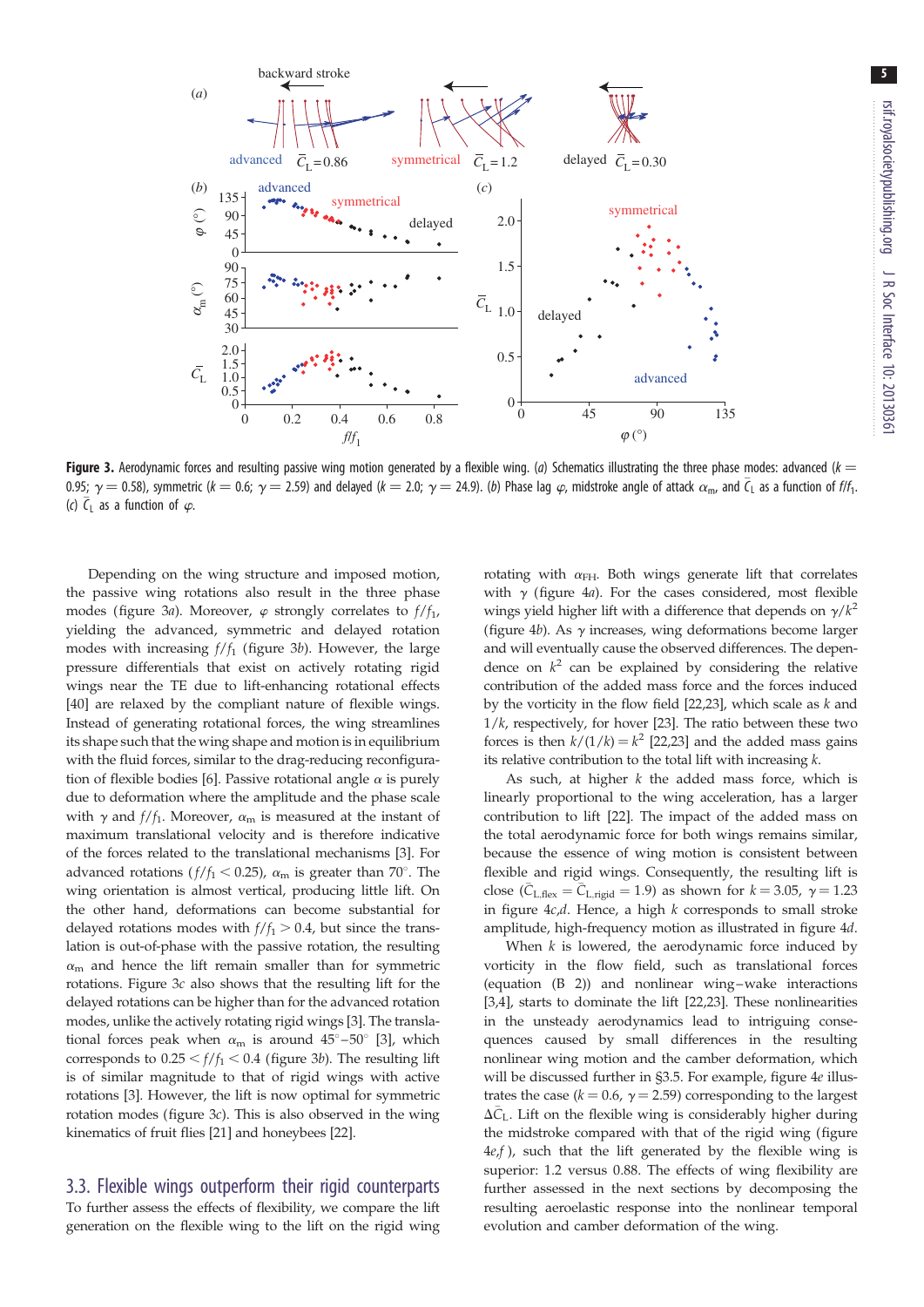**Figure 3.** Aerodynamic forces and resulting passive wing motion generated by a flexible wing. (*a*) Schematics illustrating the three phase modes: advanced ($k = 0.95$; $\gamma = 0.58$), symmetric ($k = 0.6$; $\gamma = 2.59$) and delayed ($k = 2.0$; $\gamma = 24.9$). (*b*) Phase lag $\varphi$, midstroke angle of attack $\alpha_m$, and $\bar{C}_L$ as a function of $f/f_1$. (*c*) $\bar{C}_L$ as a function of $\varphi$.

Depending on the wing structure and imposed motion, the passive wing rotations also result in the three phase modes (figure 3*a*). Moreover, $\varphi$ strongly correlates to $f/f_1$, yielding the advanced, symmetric and delayed rotation modes with increasing $f/f_1$ (figure 3*b*). However, the large pressure differentials that exist on actively rotating rigid wings near the TE due to lift-enhancing rotational effects [40] are relaxed by the compliant nature of flexible wings. Instead of generating rotational forces, the wing streamlines its shape such that the wing shape and motion is in equilibrium with the fluid forces, similar to the drag-reducing reconfiguration of flexible bodies [6]. Passive rotational angle $\alpha$ is purely due to deformation where the amplitude and the phase scale with $\gamma$ and $f/f_1$. Moreover, $\alpha_m$ is measured at the instant of maximum translational velocity and is therefore indicative of the forces related to the translational mechanisms [3]. For advanced rotations ($f/f_1 < 0.25$), $\alpha_m$ is greater than 70°. The wing orientation is almost vertical, producing little lift. On the other hand, deformations can become substantial for delayed rotations modes with $f/f_1 > 0.4$, but since the translation is out-of-phase with the passive rotation, the resulting $\alpha_m$ and hence the lift remain smaller than for symmetric rotations. Figure 3*c* also shows that the resulting lift for the delayed rotations can be higher than for the advanced rotation modes, unlike the actively rotating rigid wings [3]. The translational forces peak when $\alpha_m$ is around 45°–50° [3], which corresponds to $0.25 < f/f_1 < 0.4$ (figure 3*b*). The resulting lift is of similar magnitude to that of rigid wings with active rotations [3]. However, the lift is now optimal for symmetric rotation modes (figure 3*c*). This is also observed in the wing kinematics of fruit flies [21] and honeybees [22].

## 3.3. Flexible wings outperform their rigid counterparts

To further assess the effects of flexibility, we compare the lift generation on the flexible wing to the lift on the rigid wing rotating with $\alpha_{FH}$. Both wings generate lift that correlates with $\gamma$ (figure 4*a*). For the cases considered, most flexible wings yield higher lift with a difference that depends on $\gamma/k^2$ (figure 4*b*). As $\gamma$ increases, wing deformations become larger and will eventually cause the observed differences. The dependence on $k^2$ can be explained by considering the relative contribution of the added mass force and the forces induced by the vorticity in the flow field [22,23], which scale as $k$ and $1/k$, respectively, for hover [23]. The ratio between these two forces is then $k/(1/k) = k^2$ [22,23] and the added mass gains its relative contribution to the total lift with increasing $k$.

As such, at higher $k$ the added mass force, which is linearly proportional to the wing acceleration, has a larger contribution to lift [22]. The impact of the added mass on the total aerodynamic force for both wings remains similar, because the essence of wing motion is consistent between flexible and rigid wings. Consequently, the resulting lift is close ($\bar{C}_{L,flex} = \bar{C}_{L,rigid} = 1.9$) as shown for $k = 3.05$, $\gamma = 1.23$ in figure 4*c*,*d*. Hence, a high $k$ corresponds to small stroke amplitude, high-frequency motion as illustrated in figure 4*d*.

When $k$ is lowered, the aerodynamic force induced by vorticity in the flow field, such as translational forces (equation (B 2)) and nonlinear wing–wake interactions [3,4], starts to dominate the lift [22,23]. These nonlinearities in the unsteady aerodynamics lead to intriguing consequences caused by small differences in the resulting nonlinear wing motion and the camber deformation, which will be discussed further in §3.5. For example, figure 4*e* illustrates the case ($k = 0.6$, $\gamma = 2.59$) corresponding to the largest $\Delta\bar{C}_L$. Lift on the flexible wing is considerably higher during the midstroke compared with that of the rigid wing (figure 4*e*,*f*), such that the lift generated by the flexible wing is superior: 1.2 versus 0.88. The effects of wing flexibility are further assessed in the next sections by decomposing the resulting aeroelastic response into the nonlinear temporal evolution and camber deformation of the wing.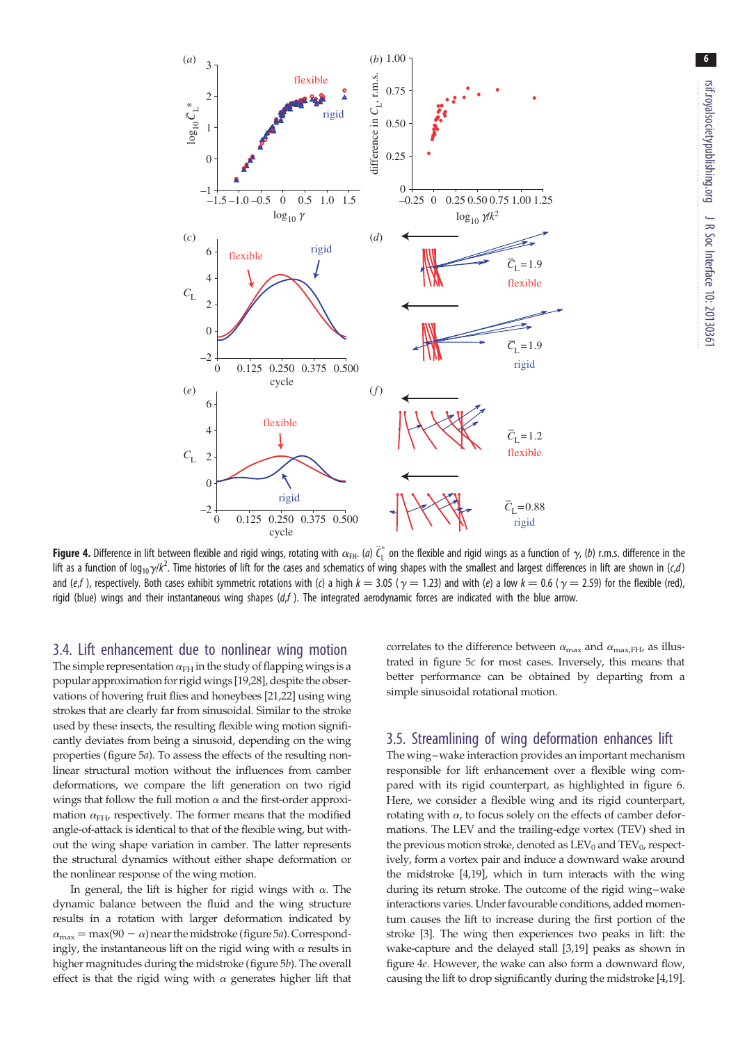**Figure 4.** Difference in lift between flexible and rigid wings, rotating with $\alpha_{FH}$. (*a*) $\bar{C}_L^*$ on the flexible and rigid wings as a function of $\gamma$, (*b*) r.m.s. difference in the lift as a function of $\log_{10}\gamma/k^2$. Time histories of lift for the cases and schematics of wing shapes with the smallest and largest differences in lift are shown in (*c*,*d*) and (*e*,*f* ), respectively. Both cases exhibit symmetric rotations with (*c*) a high $k = 3.05$ ($\gamma = 1.23$) and with (*e*) a low $k = 0.6$ ($\gamma = 2.59$) for the flexible (red), rigid (blue) wings and their instantaneous wing shapes (*d*,*f* ). The integrated aerodynamic forces are indicated with the blue arrow.

## 3.4. Lift enhancement due to nonlinear wing motion

The simple representation $\alpha_{FH}$ in the study of flapping wings is a popular approximation for rigid wings [19,28], despite the observations of hovering fruit flies and honeybees [21,22] using wing strokes that are clearly far from sinusoidal. Similar to the stroke used by these insects, the resulting flexible wing motion significantly deviates from being a sinusoid, depending on the wing properties (figure 5*a*). To assess the effects of the resulting nonlinear structural motion without the influences from camber deformations, we compare the lift generation on two rigid wings that follow the full motion $\alpha$ and the first-order approximation $\alpha_{FH}$, respectively. The former means that the modified angle-of-attack is identical to that of the flexible wing, but without the wing shape variation in camber. The latter represents the structural dynamics without either shape deformation or the nonlinear response of the wing motion.

In general, the lift is higher for rigid wings with $\alpha$. The dynamic balance between the fluid and the wing structure results in a rotation with larger deformation indicated by $\alpha_{max} = \max(90 - \alpha)$ near the midstroke (figure 5*a*). Correspondingly, the instantaneous lift on the rigid wing with $\alpha$ results in higher magnitudes during the midstroke (figure 5*b*). The overall effect is that the rigid wing with $\alpha$ generates higher lift that correlates to the difference between $\alpha_{max}$ and $\alpha_{max,FH}$, as illustrated in figure 5*c* for most cases. Inversely, this means that better performance can be obtained by departing from a simple sinusoidal rotational motion.

## 3.5. Streamlining of wing deformation enhances lift

The wing–wake interaction provides an important mechanism responsible for lift enhancement over a flexible wing compared with its rigid counterpart, as highlighted in figure 6. Here, we consider a flexible wing and its rigid counterpart, rotating with $\alpha$, to focus solely on the effects of camber deformations. The LEV and the trailing-edge vortex (TEV) shed in the previous motion stroke, denoted as $LEV_0$ and $TEV_0$, respectively, form a vortex pair and induce a downward wake around the midstroke [4,19], which in turn interacts with the wing during its return stroke. The outcome of the rigid wing–wake interactions varies. Under favourable conditions, added momentum causes the lift to increase during the first portion of the stroke [3]. The wing then experiences two peaks in lift: the wake-capture and the delayed stall [3,19] peaks as shown in figure 4*e*. However, the wake can also form a downward flow, causing the lift to drop significantly during the midstroke [4,19].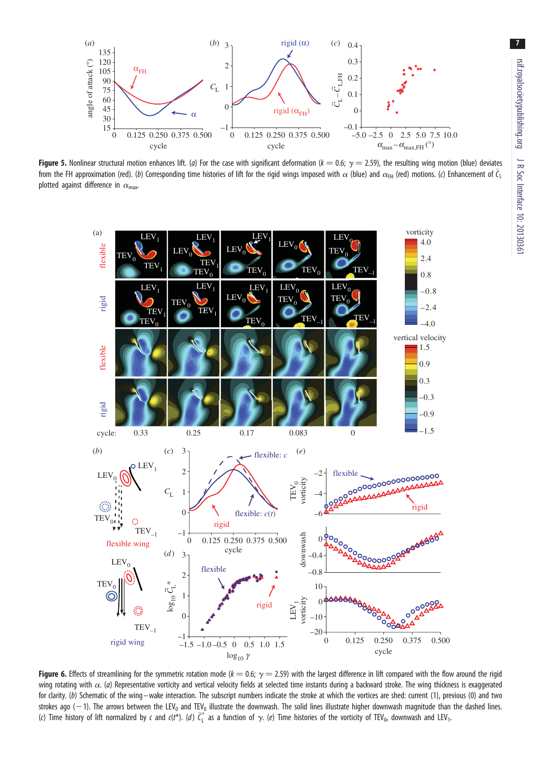**Figure 5.** Nonlinear structural motion enhances lift. (*a*) For the case with significant deformation ($k = 0.6$; $\gamma = 2.59$), the resulting wing motion (blue) deviates from the FH approximation (red). (*b*) Corresponding time histories of lift for the rigid wings imposed with $\alpha$ (blue) and $\alpha_{FH}$ (red) motions. (*c*) Enhancement of $\bar{C}_L$ plotted against difference in $\alpha_{max}$.

**Figure 6.** Effects of streamlining for the symmetric rotation mode ($k = 0.6$; $\gamma = 2.59$) with the largest difference in lift compared with the flow around the rigid wing rotating with $\alpha$. (*a*) Representative vorticity and vertical velocity fields at selected time instants during a backward stroke. The wing thickness is exaggerated for clarity. (*b*) Schematic of the wing–wake interaction. The subscript numbers indicate the stroke at which the vortices are shed: current (1), previous (0) and two strokes ago (−1). The arrows between the $LEV_0$ and $TEV_0$ illustrate the downwash. The solid lines illustrate higher downwash magnitude than the dashed lines. (*c*) Time history of lift normalized by $c$ and $c(t^*)$. (*d*) $\bar{C}_L^*$ as a function of $\gamma$. (*e*) Time histories of the vorticity of $TEV_0$, downwash and $LEV_1$.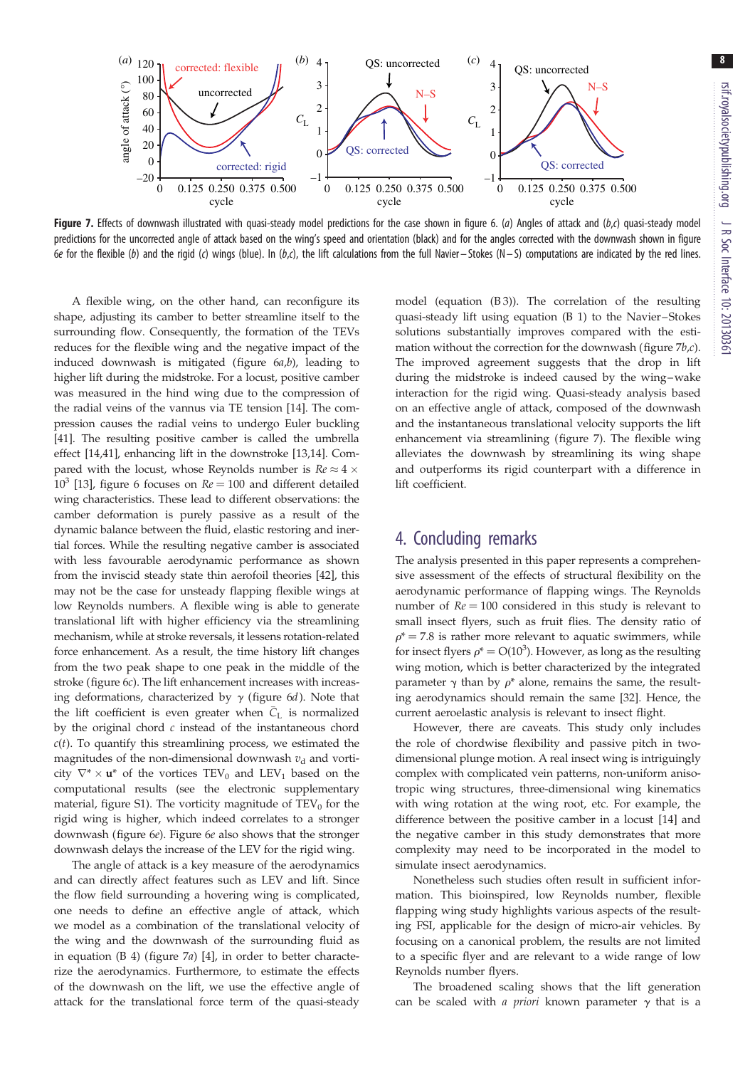**Figure 7.** Effects of downwash illustrated with quasi-steady model predictions for the case shown in figure 6. (*a*) Angles of attack and (*b*,*c*) quasi-steady model predictions for the uncorrected angle of attack based on the wing's speed and orientation (black) and for the angles corrected with the downwash shown in figure 6*e* for the flexible (*b*) and the rigid (*c*) wings (blue). In (*b*,*c*), the lift calculations from the full Navier–Stokes (N–S) computations are indicated by the red lines.

A flexible wing, on the other hand, can reconfigure its shape, adjusting its camber to better streamline itself to the surrounding flow. Consequently, the formation of the TEVs reduces for the flexible wing and the negative impact of the induced downwash is mitigated (figure 6*a*,*b*), leading to higher lift during the midstroke. For a locust, positive camber was measured in the hind wing due to the compression of the radial veins of the vannus via TE tension [14]. The compression causes the radial veins to undergo Euler buckling [41]. The resulting positive camber is called the umbrella effect [14,41], enhancing lift in the downstroke [13,14]. Compared with the locust, whose Reynolds number is $Re \approx 4 \times 10^3$ [13], figure 6 focuses on $Re = 100$ and different detailed wing characteristics. These lead to different observations: the camber deformation is purely passive as a result of the dynamic balance between the fluid, elastic restoring and inertial forces. While the resulting negative camber is associated with less favourable aerodynamic performance as shown from the inviscid steady state thin aerofoil theories [42], this may not be the case for unsteady flapping flexible wings at low Reynolds numbers. A flexible wing is able to generate translational lift with higher efficiency via the streamlining mechanism, while at stroke reversals, it lessens rotation-related force enhancement. As a result, the time history lift changes from the two peak shape to one peak in the middle of the stroke (figure 6*c*). The lift enhancement increases with increasing deformations, characterized by $\gamma$ (figure 6*d*). Note that the lift coefficient is even greater when $\bar{C}_L$ is normalized by the original chord $c$ instead of the instantaneous chord $c(t)$. To quantify this streamlining process, we estimated the magnitudes of the non-dimensional downwash $v_d$ and vorticity $\nabla^* \times \mathbf{u}^*$ of the vortices $TEV_0$ and $LEV_1$ based on the computational results (see the electronic supplementary material, figure S1). The vorticity magnitude of $TEV_0$ for the rigid wing is higher, which indeed correlates to a stronger downwash (figure 6*e*). Figure 6*e* also shows that the stronger downwash delays the increase of the LEV for the rigid wing.

The angle of attack is a key measure of the aerodynamics and can directly affect features such as LEV and lift. Since the flow field surrounding a hovering wing is complicated, one needs to define an effective angle of attack, which we model as a combination of the translational velocity of the wing and the downwash of the surrounding fluid as in equation (B 4) (figure 7*a*) [4], in order to better characterize the aerodynamics. Furthermore, to estimate the effects of the downwash on the lift, we use the effective angle of attack for the translational force term of the quasi-steady model (equation (B 3)). The correlation of the resulting quasi-steady lift using equation (B 1) to the Navier–Stokes solutions substantially improves compared with the estimation without the correction for the downwash (figure 7*b*,*c*). The improved agreement suggests that the drop in lift during the midstroke is indeed caused by the wing–wake interaction for the rigid wing. Quasi-steady analysis based on an effective angle of attack, composed of the downwash and the instantaneous translational velocity supports the lift enhancement via streamlining (figure 7). The flexible wing alleviates the downwash by streamlining its wing shape and outperforms its rigid counterpart with a difference in lift coefficient.

## 4. Concluding remarks

The analysis presented in this paper represents a comprehensive assessment of the effects of structural flexibility on the aerodynamic performance of flapping wings. The Reynolds number of $Re = 100$ considered in this study is relevant to small insect flyers, such as fruit flies. The density ratio of $\rho^* = 7.8$ is rather more relevant to aquatic swimmers, while for insect flyers $\rho^* = O(10^3)$. However, as long as the resulting wing motion, which is better characterized by the integrated parameter $\gamma$ than by $\rho^*$ alone, remains the same, the resulting aerodynamics should remain the same [32]. Hence, the current aeroelastic analysis is relevant to insect flight.

However, there are caveats. This study only includes the role of chordwise flexibility and passive pitch in two-dimensional plunge motion. A real insect wing is intriguingly complex with complicated vein patterns, non-uniform anisotropic wing structures, three-dimensional wing kinematics with wing rotation at the wing root, etc. For example, the difference between the positive camber in a locust [14] and the negative camber in this study demonstrates that more complexity may need to be incorporated in the model to simulate insect aerodynamics.

Nonetheless such studies often result in sufficient information. This bioinspired, low Reynolds number, flexible flapping wing study highlights various aspects of the resulting FSI, applicable for the design of micro-air vehicles. By focusing on a canonical problem, the results are not limited to a specific flyer and are relevant to a wide range of low Reynolds number flyers.

The broadened scaling shows that the lift generation can be scaled with *a priori* known parameter $\gamma$ that is a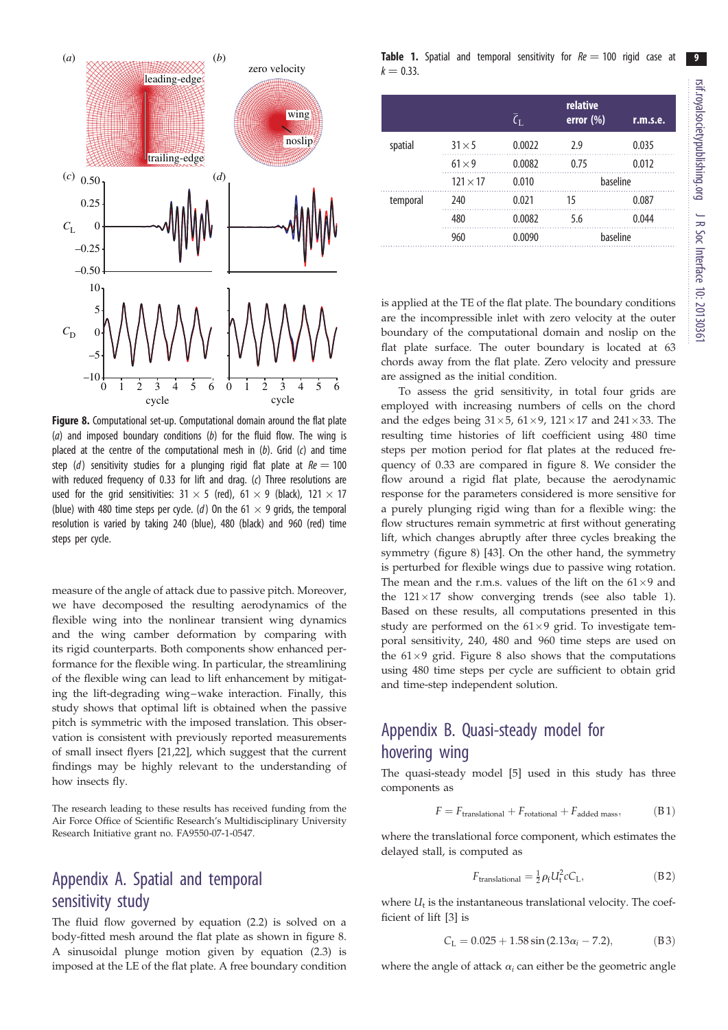**Figure 8.** Computational set-up. Computational domain around the flat plate (*a*) and imposed boundary conditions (*b*) for the fluid flow. The wing is placed at the centre of the computational mesh in (*b*). Grid (*c*) and time step (*d*) sensitivity studies for a plunging rigid flat plate at $Re = 100$ with reduced frequency of 0.33 for lift and drag. (*c*) Three resolutions are used for the grid sensitivities: $31 \times 5$ (red), $61 \times 9$ (black), $121 \times 17$ (blue) with 480 time steps per cycle. (*d*) On the $61 \times 9$ grids, the temporal resolution is varied by taking 240 (blue), 480 (black) and 960 (red) time steps per cycle.

measure of the angle of attack due to passive pitch. Moreover, we have decomposed the resulting aerodynamics of the flexible wing into the nonlinear transient wing dynamics and the wing camber deformation by comparing with its rigid counterparts. Both components show enhanced performance for the flexible wing. In particular, the streamlining of the flexible wing can lead to lift enhancement by mitigating the lift-degrading wing–wake interaction. Finally, this study shows that optimal lift is obtained when the passive pitch is symmetric with the imposed translation. This observation is consistent with previously reported measurements of small insect flyers [21,22], which suggest that the current findings may be highly relevant to the understanding of how insects fly.

The research leading to these results has received funding from the Air Force Office of Scientific Research's Multidisciplinary University Research Initiative grant no. FA9550-07-1-0547.

## Appendix A. Spatial and temporal sensitivity study

The fluid flow governed by equation (2.2) is solved on a body-fitted mesh around the flat plate as shown in figure 8. A sinusoidal plunge motion given by equation (2.3) is imposed at the LE of the flat plate. A free boundary condition is applied at the TE of the flat plate. The boundary conditions are the incompressible inlet with zero velocity at the outer boundary of the computational domain and noslip on the flat plate surface. The outer boundary is located at 63 chords away from the flat plate. Zero velocity and pressure are assigned as the initial condition.

To assess the grid sensitivity, in total four grids are employed with increasing numbers of cells on the chord and the edges being $31\times5$, $61\times9$, $121\times17$ and $241\times33$. The resulting time histories of lift coefficient using 480 time steps per motion period for flat plates at the reduced frequency of 0.33 are compared in figure 8. We consider the flow around a rigid flat plate, because the aerodynamic response for the parameters considered is more sensitive for a purely plunging rigid wing than for a flexible wing: the flow structures remain symmetric at first without generating lift, which changes abruptly after three cycles breaking the symmetry (figure 8) [43]. On the other hand, the symmetry is perturbed for flexible wings due to passive wing rotation. The mean and the r.m.s. values of the lift on the $61\times9$ and the $121\times17$ show converging trends (see also table 1). Based on these results, all computations presented in this study are performed on the $61\times9$ grid. To investigate temporal sensitivity, 240, 480 and 960 time steps are used on the $61\times9$ grid. Figure 8 also shows that the computations using 480 time steps per cycle are sufficient to obtain grid and time-step independent solution.

**Table 1.** Spatial and temporal sensitivity for $Re = 100$ rigid case at $k = 0.33$.

| | | $\bar{C}_L$ | relative error (%) | r.m.s.e. |
|---|---|---|---|---|
| spatial | $31\times5$ | 0.0022 | 2.9 | 0.035 |
| | $61\times9$ | 0.0082 | 0.75 | 0.012 |
| | $121\times17$ | 0.010 | baseline | |
| temporal | 240 | 0.021 | 15 | 0.087 |
| | 480 | 0.0082 | 5.6 | 0.044 |
| | 960 | 0.0090 | baseline | |

## Appendix B. Quasi-steady model for hovering wing

The quasi-steady model [5] used in this study has three components as

$$F = F_{\text{translational}} + F_{\text{rotational}} + F_{\text{added mass}}, \tag{B1}$$

where the translational force component, which estimates the delayed stall, is computed as

$$F_{\text{translational}} = \tfrac{1}{2}\rho_f U_t^2 c C_L, \tag{B2}$$

where $U_t$ is the instantaneous translational velocity. The coefficient of lift [3] is

$$C_L = 0.025 + 1.58\sin(2.13\alpha_i - 7.2), \tag{B3}$$

where the angle of attack $\alpha_i$ can either be the geometric angle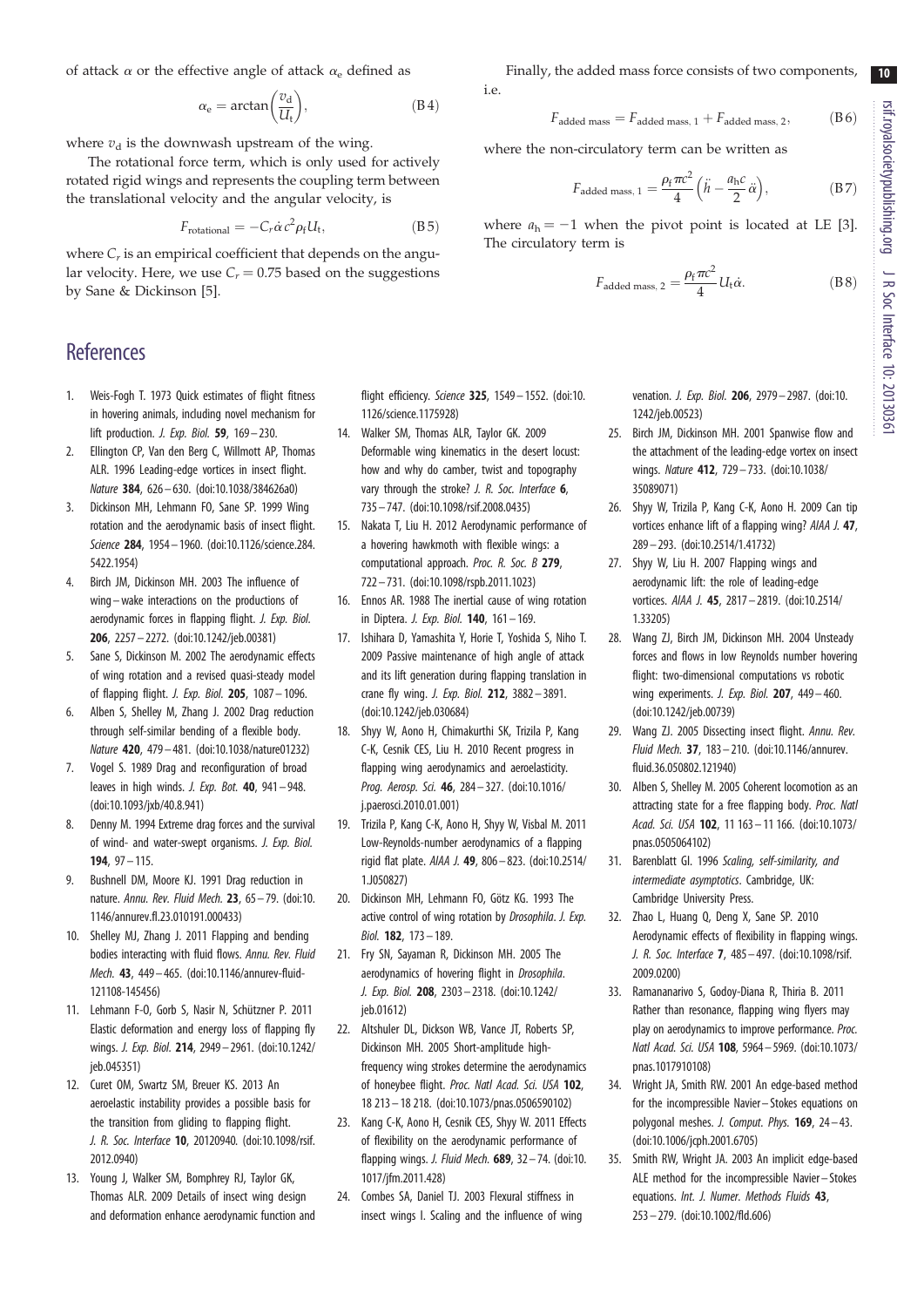of attack $\alpha$ or the effective angle of attack $\alpha_e$ defined as

$$\alpha_e = \arctan\left(\frac{v_d}{U_t}\right), \tag{B 4}$$

where $v_d$ is the downwash upstream of the wing.

The rotational force term, which is only used for actively rotated rigid wings and represents the coupling term between the translational velocity and the angular velocity, is

$$F_{\text{rotational}} = -C_r \dot{\alpha} c^2 \rho_f U_t, \tag{B 5}$$

where $C_r$ is an empirical coefficient that depends on the angular velocity. Here, we use $C_r = 0.75$ based on the suggestions by Sane & Dickinson [5].

Finally, the added mass force consists of two components, i.e.

$$F_{\text{added mass}} = F_{\text{added mass, 1}} + F_{\text{added mass, 2}}, \tag{B 6}$$

where the non-circulatory term can be written as

$$F_{\text{added mass, 1}} = \frac{\rho_f \pi c^2}{4}\left(\ddot{h} - \frac{a_h c}{2}\ddot{\alpha}\right), \tag{B 7}$$

where $a_h = -1$ when the pivot point is located at LE [3]. The circulatory term is

$$F_{\text{added mass, 2}} = \frac{\rho_f \pi c^2}{4} U_t \dot{\alpha}. \tag{B 8}$$

## References

1. Weis-Fogh T. 1973 Quick estimates of flight fitness in hovering animals, including novel mechanism for lift production. *J. Exp. Biol.* **59**, 169–230.
2. Ellington CP, Van den Berg C, Willmott AP, Thomas ALR. 1996 Leading-edge vortices in insect flight. *Nature* **384**, 626–630. (doi:10.1038/384626a0)
3. Dickinson MH, Lehmann FO, Sane SP. 1999 Wing rotation and the aerodynamic basis of insect flight. *Science* **284**, 1954–1960. (doi:10.1126/science.284.5422.1954)
4. Birch JM, Dickinson MH. 2003 The influence of wing–wake interactions on the productions of aerodynamic forces in flapping flight. *J. Exp. Biol.* **206**, 2257–2272. (doi:10.1242/jeb.00381)
5. Sane S, Dickinson M. 2002 The aerodynamic effects of wing rotation and a revised quasi-steady model of flapping flight. *J. Exp. Biol.* **205**, 1087–1096.
6. Alben S, Shelley M, Zhang J. 2002 Drag reduction through self-similar bending of a flexible body. *Nature* **420**, 479–481. (doi:10.1038/nature01232)
7. Vogel S. 1989 Drag and reconfiguration of broad leaves in high winds. *J. Exp. Bot.* **40**, 941–948. (doi:10.1093/jxb/40.8.941)
8. Denny M. 1994 Extreme drag forces and the survival of wind- and water-swept organisms. *J. Exp. Biol.* **194**, 97–115.
9. Bushnell DM, Moore KJ. 1991 Drag reduction in nature. *Annu. Rev. Fluid Mech.* **23**, 65–79. (doi:10.1146/annurev.fl.23.010191.000433)
10. Shelley MJ, Zhang J. 2011 Flapping and bending bodies interacting with fluid flows. *Annu. Rev. Fluid Mech.* **43**, 449–465. (doi:10.1146/annurev-fluid-121108-145456)
11. Lehmann F-O, Gorb S, Nasir N, Schützner P. 2011 Elastic deformation and energy loss of flapping fly wings. *J. Exp. Biol.* **214**, 2949–2961. (doi:10.1242/jeb.045351)
12. Curet OM, Swartz SM, Breuer KS. 2013 An aeroelastic instability provides a possible basis for the transition from gliding to flapping flight. *J. R. Soc. Interface* **10**, 20120940. (doi:10.1098/rsif.2012.0940)
13. Young J, Walker SM, Bomphrey RJ, Taylor GK, Thomas ALR. 2009 Details of insect wing design and deformation enhance aerodynamic function and flight efficiency. *Science* **325**, 1549–1552. (doi:10.1126/science.1175928)
14. Walker SM, Thomas ALR, Taylor GK. 2009 Deformable wing kinematics in the desert locust: how and why do camber, twist and topography vary through the stroke? *J. R. Soc. Interface* **6**, 735–747. (doi:10.1098/rsif.2008.0435)
15. Nakata T, Liu H. 2012 Aerodynamic performance of a hovering hawkmoth with flexible wings: a computational approach. *Proc. R. Soc. B* **279**, 722–731. (doi:10.1098/rspb.2011.1023)
16. Ennos AR. 1988 The inertial cause of wing rotation in Diptera. *J. Exp. Biol.* **140**, 161–169.
17. Ishihara D, Yamashita Y, Horie T, Yoshida S, Niho T. 2009 Passive maintenance of high angle of attack and its lift generation during flapping translation in crane fly wing. *J. Exp. Biol.* **212**, 3882–3891. (doi:10.1242/jeb.030684)
18. Shyy W, Aono H, Chimakurthi SK, Trizila P, Kang C-K, Cesnik CES, Liu H. 2010 Recent progress in flapping wing aerodynamics and aeroelasticity. *Prog. Aerosp. Sci.* **46**, 284–327. (doi:10.1016/j.paerosci.2010.01.001)
19. Trizila P, Kang C-K, Aono H, Shyy W, Visbal M. 2011 Low-Reynolds-number aerodynamics of a flapping rigid flat plate. *AIAA J.* **49**, 806–823. (doi:10.2514/1.J050827)
20. Dickinson MH, Lehmann FO, Götz KG. 1993 The active control of wing rotation by *Drosophila*. *J. Exp. Biol.* **182**, 173–189.
21. Fry SN, Sayaman R, Dickinson MH. 2005 The aerodynamics of hovering flight in *Drosophila*. *J. Exp. Biol.* **208**, 2303–2318. (doi:10.1242/jeb.01612)
22. Altshuler DL, Dickson WB, Vance JT, Roberts SP, Dickinson MH. 2005 Short-amplitude high-frequency wing strokes determine the aerodynamics of honeybee flight. *Proc. Natl Acad. Sci. USA* **102**, 18 213–18 218. (doi:10.1073/pnas.0506590102)
23. Kang C-K, Aono H, Cesnik CES, Shyy W. 2011 Effects of flexibility on the aerodynamic performance of flapping wings. *J. Fluid Mech.* **689**, 32–74. (doi:10.1017/jfm.2011.428)
24. Combes SA, Daniel TJ. 2003 Flexural stiffness in insect wings I. Scaling and the influence of wing venation. *J. Exp. Biol.* **206**, 2979–2987. (doi:10.1242/jeb.00523)
25. Birch JM, Dickinson MH. 2001 Spanwise flow and the attachment of the leading-edge vortex on insect wings. *Nature* **412**, 729–733. (doi:10.1038/35089071)
26. Shyy W, Trizila P, Kang C-K, Aono H. 2009 Can tip vortices enhance lift of a flapping wing? *AIAA J.* **47**, 289–293. (doi:10.2514/1.41732)
27. Shyy W, Liu H. 2007 Flapping wings and aerodynamic lift: the role of leading-edge vortices. *AIAA J.* **45**, 2817–2819. (doi:10.2514/1.33205)
28. Wang ZJ, Birch JM, Dickinson MH. 2004 Unsteady forces and flows in low Reynolds number hovering flight: two-dimensional computations vs robotic wing experiments. *J. Exp. Biol.* **207**, 449–460. (doi:10.1242/jeb.00739)
29. Wang ZJ. 2005 Dissecting insect flight. *Annu. Rev. Fluid Mech.* **37**, 183–210. (doi:10.1146/annurev.fluid.36.050802.121940)
30. Alben S, Shelley M. 2005 Coherent locomotion as an attracting state for a free flapping body. *Proc. Natl Acad. Sci. USA* **102**, 11 163–11 166. (doi:10.1073/pnas.0505064102)
31. Barenblatt GI. 1996 *Scaling, self-similarity, and intermediate asymptotics*. Cambridge, UK: Cambridge University Press.
32. Zhao L, Huang Q, Deng X, Sane SP. 2010 Aerodynamic effects of flexibility in flapping wings. *J. R. Soc. Interface* **7**, 485–497. (doi:10.1098/rsif.2009.0200)
33. Ramananarivo S, Godoy-Diana R, Thiria B. 2011 Rather than resonance, flapping wing flyers may play on aerodynamics to improve performance. *Proc. Natl Acad. Sci. USA* **108**, 5964–5969. (doi:10.1073/pnas.1017910108)
34. Wright JA, Smith RW. 2001 An edge-based method for the incompressible Navier–Stokes equations on polygonal meshes. *J. Comput. Phys.* **169**, 24–43. (doi:10.1006/jcph.2001.6705)
35. Smith RW, Wright JA. 2003 An implicit edge-based ALE method for the incompressible Navier–Stokes equations. *Int. J. Numer. Methods Fluids* **43**, 253–279. (doi:10.1002/fld.606)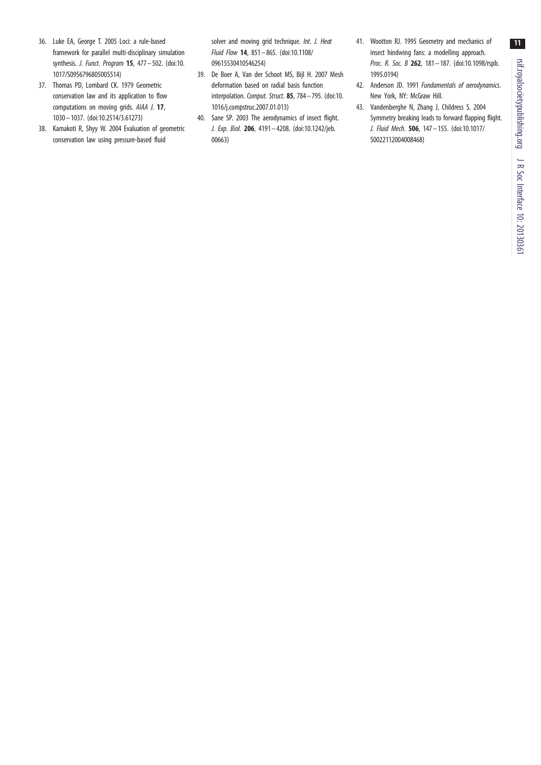36. Luke EA, George T. 2005 Loci: a rule-based framework for parallel multi-disciplinary simulation synthesis. *J. Funct. Program* **15**, 477–502. (doi:10.1017/S0956796805005514)
37. Thomas PD, Lombard CK. 1979 Geometric conservation law and its application to flow computations on moving grids. *AIAA J.* **17**, 1030–1037. (doi:10.2514/3.61273)
38. Kamakoti R, Shyy W. 2004 Evaluation of geometric conservation law using pressure-based fluid solver and moving grid technique. *Int. J. Heat Fluid Flow* **14**, 851–865. (doi:10.1108/09615530410546254)
39. De Boer A, Van der Schoot MS, Bijl H. 2007 Mesh deformation based on radial basis function interpolation. *Comput. Struct.* **85**, 784–795. (doi:10.1016/j.compstruc.2007.01.013)
40. Sane SP. 2003 The aerodynamics of insect flight. *J. Exp. Biol.* **206**, 4191–4208. (doi:10.1242/jeb.00663)
41. Wootton RJ. 1995 Geometry and mechanics of insect hindwing fans: a modelling approach. *Proc. R. Soc. B* **262**, 181–187. (doi:10.1098/rspb.1995.0194)
42. Anderson JD. 1991 *Fundamentals of aerodynamics*. New York, NY: McGraw Hill.
43. Vandenberghe N, Zhang J, Childress S. 2004 Symmetry breaking leads to forward flapping flight. *J. Fluid Mech.* **506**, 147–155. (doi:10.1017/S0022112004008468)